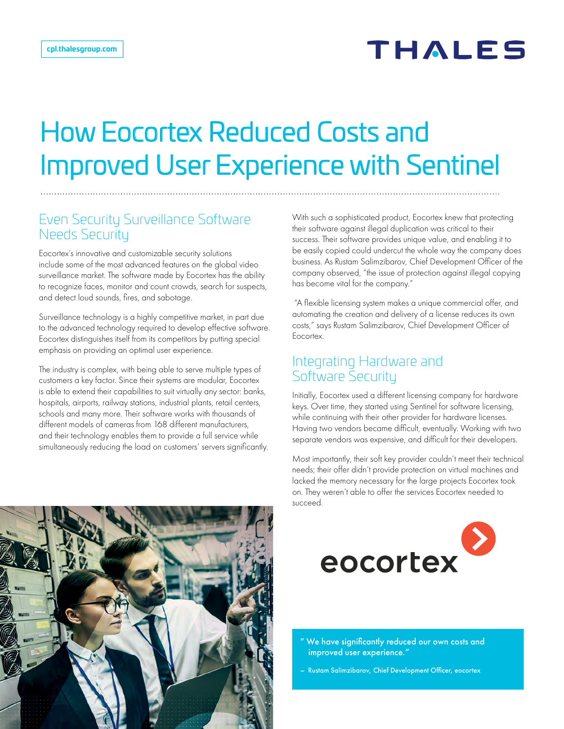cpl.thalesgroup.com

# How Eocortex Reduced Costs and Improved User Experience with Sentinel

## Even Security Surveillance Software Needs Security

Eocortex's innovative and customizable security solutions include some of the most advanced features on the global video surveillance market. The software made by Eocortex has the ability to recognize faces, monitor and count crowds, search for suspects, and detect loud sounds, fires, and sabotage.

Surveillance technology is a highly competitive market, in part due to the advanced technology required to develop effective software. Eocortex distinguishes itself from its competitors by putting special emphasis on providing an optimal user experience.

The industry is complex, with being able to serve multiple types of customers a key factor. Since their systems are modular, Eocortex is able to extend their capabilities to suit virtually any sector: banks, hospitals, airports, railway stations, industrial plants, retail centers, schools and many more. Their software works with thousands of different models of cameras from 168 different manufacturers, and their technology enables them to provide a full service while simultaneously reducing the load on customers' servers significantly.

With such a sophisticated product, Eocortex knew that protecting their software against illegal duplication was critical to their success. Their software provides unique value, and enabling it to be easily copied could undercut the whole way the company does business. As Rustam Salimzibarov, Chief Development Officer of the company observed, "the issue of protection against illegal copying has become vital for the company."

"A flexible licensing system makes a unique commercial offer, and automating the creation and delivery of a license reduces its own costs," says Rustam Salimzibarov, Chief Development Officer of Eocortex.

## Integrating Hardware and Software Security

Initially, Eocortex used a different licensing company for hardware keys. Over time, they started using Sentinel for software licensing, while continuing with their other provider for hardware licenses. Having two vendors became difficult, eventually. Working with two separate vendors was expensive, and difficult for their developers.

Most importantly, their soft key provider couldn't meet their technical needs; their offer didn't provide protection on virtual machines and lacked the memory necessary for the large projects Eocortex took on. They weren't able to offer the services Eocortex needed to succeed.

> "We have significantly reduced our own costs and improved user experience."
>
> – Rustam Salimzibarov, Chief Development Officer, eocortex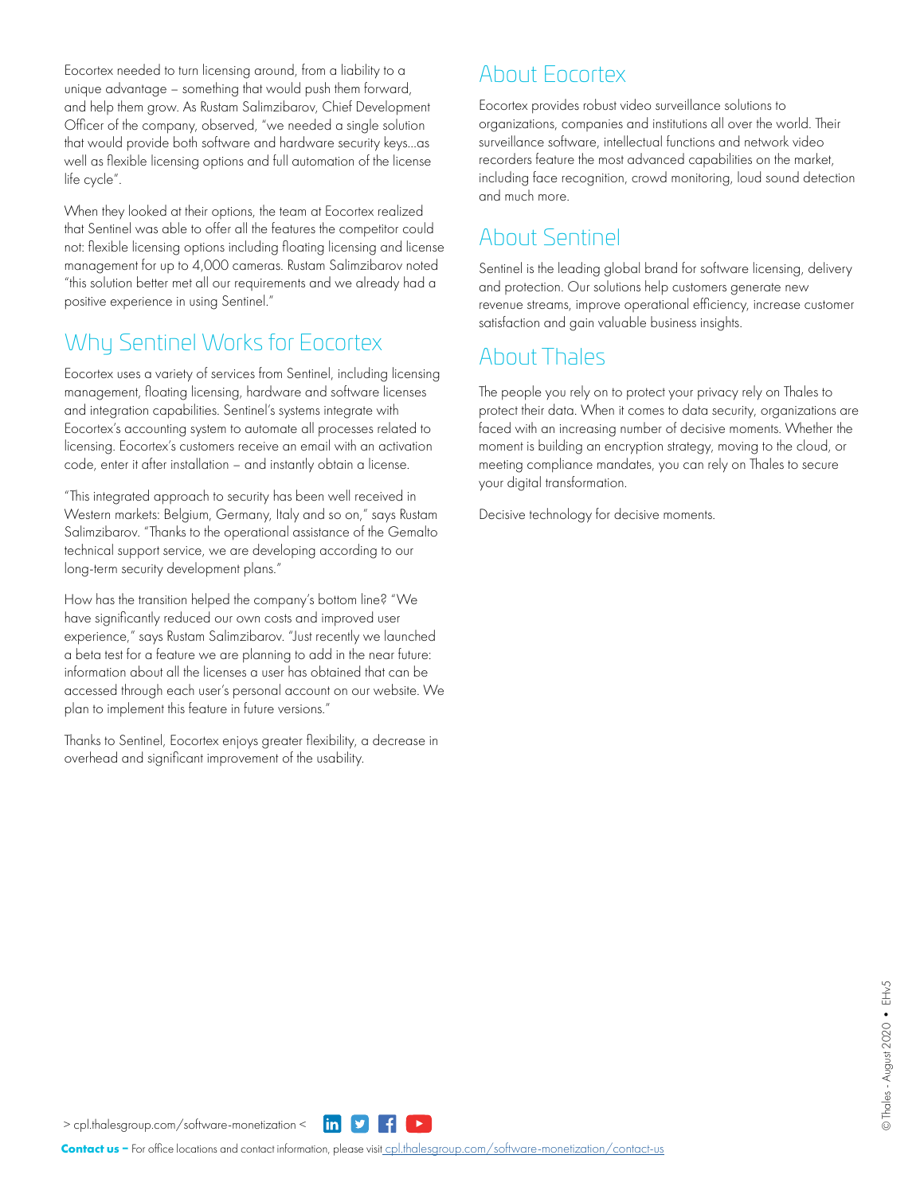Eocortex needed to turn licensing around, from a liability to a unique advantage – something that would push them forward, and help them grow. As Rustam Salimzibarov, Chief Development Officer of the company, observed, "we needed a single solution that would provide both software and hardware security keys...as well as flexible licensing options and full automation of the license life cycle".

When they looked at their options, the team at Eocortex realized that Sentinel was able to offer all the features the competitor could not: flexible licensing options including floating licensing and license management for up to 4,000 cameras. Rustam Salimzibarov noted "this solution better met all our requirements and we already had a positive experience in using Sentinel."

## Why Sentinel Works for Eocortex

Eocortex uses a variety of services from Sentinel, including licensing management, floating licensing, hardware and software licenses and integration capabilities. Sentinel's systems integrate with Eocortex's accounting system to automate all processes related to licensing. Eocortex's customers receive an email with an activation code, enter it after installation – and instantly obtain a license.

"This integrated approach to security has been well received in Western markets: Belgium, Germany, Italy and so on," says Rustam Salimzibarov. "Thanks to the operational assistance of the Gemalto technical support service, we are developing according to our long-term security development plans."

How has the transition helped the company's bottom line? "We have significantly reduced our own costs and improved user experience," says Rustam Salimzibarov. "Just recently we launched a beta test for a feature we are planning to add in the near future: information about all the licenses a user has obtained that can be accessed through each user's personal account on our website. We plan to implement this feature in future versions."

Thanks to Sentinel, Eocortex enjoys greater flexibility, a decrease in overhead and significant improvement of the usability.

## About Eocortex

Eocortex provides robust video surveillance solutions to organizations, companies and institutions all over the world. Their surveillance software, intellectual functions and network video recorders feature the most advanced capabilities on the market, including face recognition, crowd monitoring, loud sound detection and much more.

## About Sentinel

Sentinel is the leading global brand for software licensing, delivery and protection. Our solutions help customers generate new revenue streams, improve operational efficiency, increase customer satisfaction and gain valuable business insights.

## About Thales

The people you rely on to protect your privacy rely on Thales to protect their data. When it comes to data security, organizations are faced with an increasing number of decisive moments. Whether the moment is building an encryption strategy, moving to the cloud, or meeting compliance mandates, you can rely on Thales to secure your digital transformation.

Decisive technology for decisive moments.

> cpl.thalesgroup.com/software-monetization <

**Contact us –** For office locations and contact information, please visit cpl.thalesgroup.com/software-monetization/contact-us

© Thales - August 2020 • EHv5